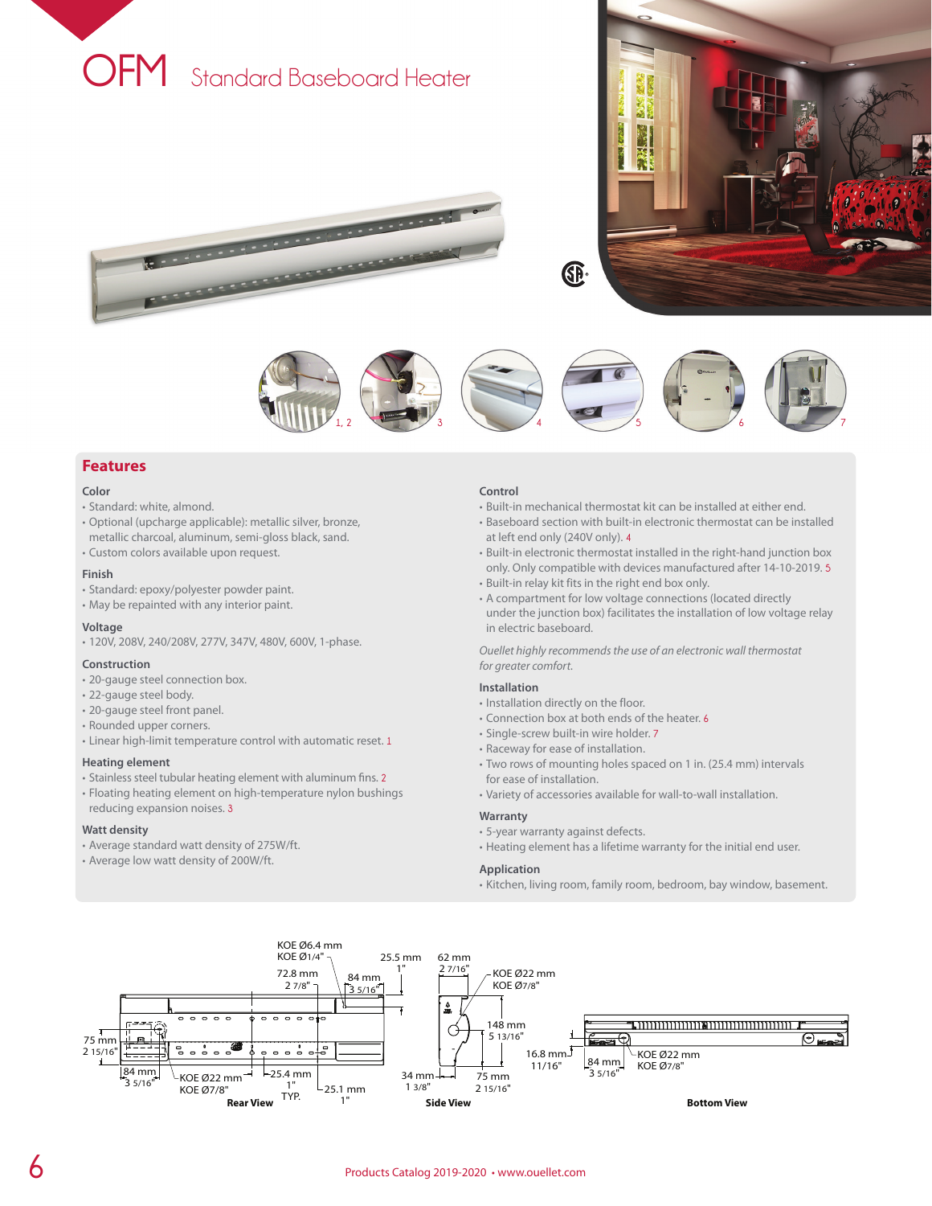# OFM Standard Baseboard Heater

1, 2 3 4 5 6 7

## Features

### Color
- Standard: white, almond.
- Optional (upcharge applicable): metallic silver, bronze, metallic charcoal, aluminum, semi-gloss black, sand.
- Custom colors available upon request.

### Finish
- Standard: epoxy/polyester powder paint.
- May be repainted with any interior paint.

### Voltage
- 120V, 208V, 240/208V, 277V, 347V, 480V, 600V, 1-phase.

### Construction
- 20-gauge steel connection box.
- 22-gauge steel body.
- 20-gauge steel front panel.
- Rounded upper corners.
- Linear high-limit temperature control with automatic reset. 1

### Heating element
- Stainless steel tubular heating element with aluminum fins. 2
- Floating heating element on high-temperature nylon bushings reducing expansion noises. 3

### Watt density
- Average standard watt density of 275W/ft.
- Average low watt density of 200W/ft.

### Control
- Built-in mechanical thermostat kit can be installed at either end.
- Baseboard section with built-in electronic thermostat can be installed at left end only (240V only). 4
- Built-in electronic thermostat installed in the right-hand junction box only. Only compatible with devices manufactured after 14-10-2019. 5
- Built-in relay kit fits in the right end box only.
- A compartment for low voltage connections (located directly under the junction box) facilitates the installation of low voltage relay in electric baseboard.

*Ouellet highly recommends the use of an electronic wall thermostat for greater comfort.*

### Installation
- Installation directly on the floor.
- Connection box at both ends of the heater. 6
- Single-screw built-in wire holder. 7
- Raceway for ease of installation.
- Two rows of mounting holes spaced on 1 in. (25.4 mm) intervals for ease of installation.
- Variety of accessories available for wall-to-wall installation.

### Warranty
- 5-year warranty against defects.
- Heating element has a lifetime warranty for the initial end user.

### Application
- Kitchen, living room, family room, bedroom, bay window, basement.

KOE Ø6.4 mm KOE Ø1/4" — 72.8 mm 2 7/8" — 84 mm 3 5/16" — 25.5 mm 1" — 75 mm 2 15/16" — 84 mm 3 5/16" — KOE Ø22 mm KOE Ø7/8" — 25.4 mm 1" TYP. — 25.1 mm 1"

**Rear View**

62 mm 2 7/16" — KOE Ø22 mm KOE Ø7/8" — 148 mm 5 13/16" — 34 mm 1 3/8" — 75 mm 2 15/16"

**Side View**

16.8 mm 11/16" — 84 mm 3 5/16" — KOE Ø22 mm KOE Ø7/8"

**Bottom View**

Products Catalog 2019-2020 • www.ouellet.com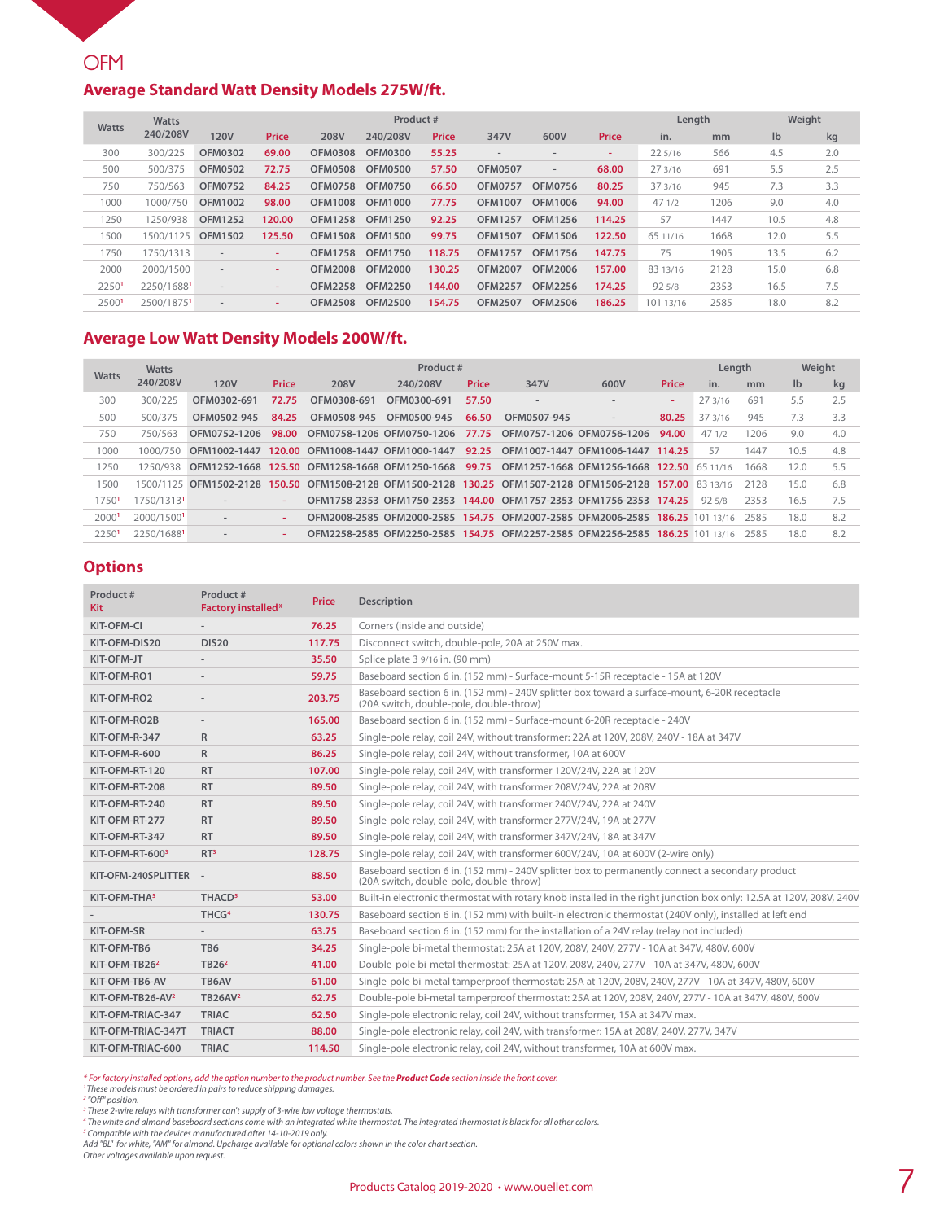## OFM

### Average Standard Watt Density Models 275W/ft.

| Watts | Watts 240/208V | Product # | | | | | | | | Length | | Weight | |
|---|---|---|---|---|---|---|---|---|---|---|---|---|---|
| | | 120V | Price | 208V | 240/208V | Price | 347V | 600V | Price | in. | mm | lb | kg |
| 300 | 300/225 | OFM0302 | 69.00 | OFM0308 | OFM0300 | 55.25 | - | - | - | 22 5/16 | 566 | 4.5 | 2.0 |
| 500 | 500/375 | OFM0502 | 72.75 | OFM0508 | OFM0500 | 57.50 | OFM0507 | - | 68.00 | 27 3/16 | 691 | 5.5 | 2.5 |
| 750 | 750/563 | OFM0752 | 84.25 | OFM0758 | OFM0750 | 66.50 | OFM0757 | OFM0756 | 80.25 | 37 3/16 | 945 | 7.3 | 3.3 |
| 1000 | 1000/750 | OFM1002 | 98.00 | OFM1008 | OFM1000 | 77.75 | OFM1007 | OFM1006 | 94.00 | 47 1/2 | 1206 | 9.0 | 4.0 |
| 1250 | 1250/938 | OFM1252 | 120.00 | OFM1258 | OFM1250 | 92.25 | OFM1257 | OFM1256 | 114.25 | 57 | 1447 | 10.5 | 4.8 |
| 1500 | 1500/1125 | OFM1502 | 125.50 | OFM1508 | OFM1500 | 99.75 | OFM1507 | OFM1506 | 122.50 | 65 11/16 | 1668 | 12.0 | 5.5 |
| 1750 | 1750/1313 | - | - | OFM1758 | OFM1750 | 118.75 | OFM1757 | OFM1756 | 147.75 | 75 | 1905 | 13.5 | 6.2 |
| 2000 | 2000/1500 | - | - | OFM2008 | OFM2000 | 130.25 | OFM2007 | OFM2006 | 157.00 | 83 13/16 | 2128 | 15.0 | 6.8 |
| 2250[1] | 2250/1688[1] | - | - | OFM2258 | OFM2250 | 144.00 | OFM2257 | OFM2256 | 174.25 | 92 5/8 | 2353 | 16.5 | 7.5 |
| 2500[1] | 2500/1875[1] | - | - | OFM2508 | OFM2500 | 154.75 | OFM2507 | OFM2506 | 186.25 | 101 13/16 | 2585 | 18.0 | 8.2 |

### Average Low Watt Density Models 200W/ft.

| Watts | Watts 240/208V | Product # | | | | | | | | Length | | Weight | |
|---|---|---|---|---|---|---|---|---|---|---|---|---|---|
| | | 120V | Price | 208V | 240/208V | Price | 347V | 600V | Price | in. | mm | lb | kg |
| 300 | 300/225 | OFM0302-691 | 72.75 | OFM0308-691 | OFM0300-691 | 57.50 | - | - | - | 27 3/16 | 691 | 5.5 | 2.5 |
| 500 | 500/375 | OFM0502-945 | 84.25 | OFM0508-945 | OFM0500-945 | 66.50 | OFM0507-945 | - | 80.25 | 37 3/16 | 945 | 7.3 | 3.3 |
| 750 | 750/563 | OFM0752-1206 | 98.00 | OFM0758-1206 | OFM0750-1206 | 77.75 | OFM0757-1206 | OFM0756-1206 | 94.00 | 47 1/2 | 1206 | 9.0 | 4.0 |
| 1000 | 1000/750 | OFM1002-1447 | 120.00 | OFM1008-1447 | OFM1000-1447 | 92.25 | OFM1007-1447 | OFM1006-1447 | 114.25 | 57 | 1447 | 10.5 | 4.8 |
| 1250 | 1250/938 | OFM1252-1668 | 125.50 | OFM1258-1668 | OFM1250-1668 | 99.75 | OFM1257-1668 | OFM1256-1668 | 122.50 | 65 11/16 | 1668 | 12.0 | 5.5 |
| 1500 | 1500/1125 | OFM1502-2128 | 150.50 | OFM1508-2128 | OFM1500-2128 | 130.25 | OFM1507-2128 | OFM1506-2128 | 157.00 | 83 13/16 | 2128 | 15.0 | 6.8 |
| 1750[1] | 1750/1313[1] | - | - | OFM1758-2353 | OFM1750-2353 | 144.00 | OFM1757-2353 | OFM1756-2353 | 174.25 | 92 5/8 | 2353 | 16.5 | 7.5 |
| 2000[1] | 2000/1500[1] | - | - | OFM2008-2585 | OFM2000-2585 | 154.75 | OFM2007-2585 | OFM2006-2585 | 186.25 | 101 13/16 | 2585 | 18.0 | 8.2 |
| 2250[1] | 2250/1688[1] | - | - | OFM2258-2585 | OFM2250-2585 | 154.75 | OFM2257-2585 | OFM2256-2585 | 186.25 | 101 13/16 | 2585 | 18.0 | 8.2 |

## Options

| Product # Kit | Product # Factory installed* | Price | Description |
|---|---|---|---|
| KIT-OFM-CI | - | 76.25 | Corners (inside and outside) |
| KIT-OFM-DIS20 | DIS20 | 117.75 | Disconnect switch, double-pole, 20A at 250V max. |
| KIT-OFM-JT | - | 35.50 | Splice plate 3 9/16 in. (90 mm) |
| KIT-OFM-RO1 | - | 59.75 | Baseboard section 6 in. (152 mm) - Surface-mount 5-15R receptacle - 15A at 120V |
| KIT-OFM-RO2 | - | 203.75 | Baseboard section 6 in. (152 mm) - 240V splitter box toward a surface-mount, 6-20R receptacle (20A switch, double-pole, double-throw) |
| KIT-OFM-RO2B | - | 165.00 | Baseboard section 6 in. (152 mm) - Surface-mount 6-20R receptacle - 240V |
| KIT-OFM-R-347 | R | 63.25 | Single-pole relay, coil 24V, without transformer: 22A at 120V, 208V, 240V - 18A at 347V |
| KIT-OFM-R-600 | R | 86.25 | Single-pole relay, coil 24V, without transformer, 10A at 600V |
| KIT-OFM-RT-120 | RT | 107.00 | Single-pole relay, coil 24V, with transformer 120V/24V, 22A at 120V |
| KIT-OFM-RT-208 | RT | 89.50 | Single-pole relay, coil 24V, with transformer 208V/24V, 22A at 208V |
| KIT-OFM-RT-240 | RT | 89.50 | Single-pole relay, coil 24V, with transformer 240V/24V, 22A at 240V |
| KIT-OFM-RT-277 | RT | 89.50 | Single-pole relay, coil 24V, with transformer 277V/24V, 19A at 277V |
| KIT-OFM-RT-347 | RT | 89.50 | Single-pole relay, coil 24V, with transformer 347V/24V, 18A at 347V |
| KIT-OFM-RT-600[3] | RT[3] | 128.75 | Single-pole relay, coil 24V, with transformer 600V/24V, 10A at 600V (2-wire only) |
| KIT-OFM-240SPLITTER | - | 88.50 | Baseboard section 6 in. (152 mm) - 240V splitter box to permanently connect a secondary product (20A switch, double-pole, double-throw) |
| KIT-OFM-THA[5] | THACD[5] | 53.00 | Built-in electronic thermostat with rotary knob installed in the right junction box only: 12.5A at 120V, 208V, 240V |
| - | THCG[4] | 130.75 | Baseboard section 6 in. (152 mm) with built-in electronic thermostat (240V only), installed at left end |
| KIT-OFM-SR | - | 63.75 | Baseboard section 6 in. (152 mm) for the installation of a 24V relay (relay not included) |
| KIT-OFM-TB6 | TB6 | 34.25 | Single-pole bi-metal thermostat: 25A at 120V, 208V, 240V, 277V - 10A at 347V, 480V, 600V |
| KIT-OFM-TB26[2] | TB26[2] | 41.00 | Double-pole bi-metal thermostat: 25A at 120V, 208V, 240V, 277V - 10A at 347V, 480V, 600V |
| KIT-OFM-TB6-AV | TB6AV | 61.00 | Single-pole bi-metal tamperproof thermostat: 25A at 120V, 208V, 240V, 277V - 10A at 347V, 480V, 600V |
| KIT-OFM-TB26-AV[2] | TB26AV[2] | 62.75 | Double-pole bi-metal tamperproof thermostat: 25A at 120V, 208V, 240V, 277V - 10A at 347V, 480V, 600V |
| KIT-OFM-TRIAC-347 | TRIAC | 62.50 | Single-pole electronic relay, coil 24V, without transformer, 15A at 347V max. |
| KIT-OFM-TRIAC-347T | TRIACT | 88.00 | Single-pole electronic relay, coil 24V, with transformer: 15A at 208V, 240V, 277V, 347V |
| KIT-OFM-TRIAC-600 | TRIAC | 114.50 | Single-pole electronic relay, coil 24V, without transformer, 10A at 600V max. |

*\* For factory installed options, add the option number to the product number. See the **Product Code** section inside the front cover.*
*[1] These models must be ordered in pairs to reduce shipping damages.*
*[2] "Off" position.*
*[3] These 2-wire relays with transformer can't supply of 3-wire low voltage thermostats.*
*[4] The white and almond baseboard sections come with an integrated white thermostat. The integrated thermostat is black for all other colors.*
*[5] Compatible with the devices manufactured after 14-10-2019 only.*
*Add "BL" for white, "AM" for almond. Upcharge available for optional colors shown in the color chart section.*
*Other voltages available upon request.*